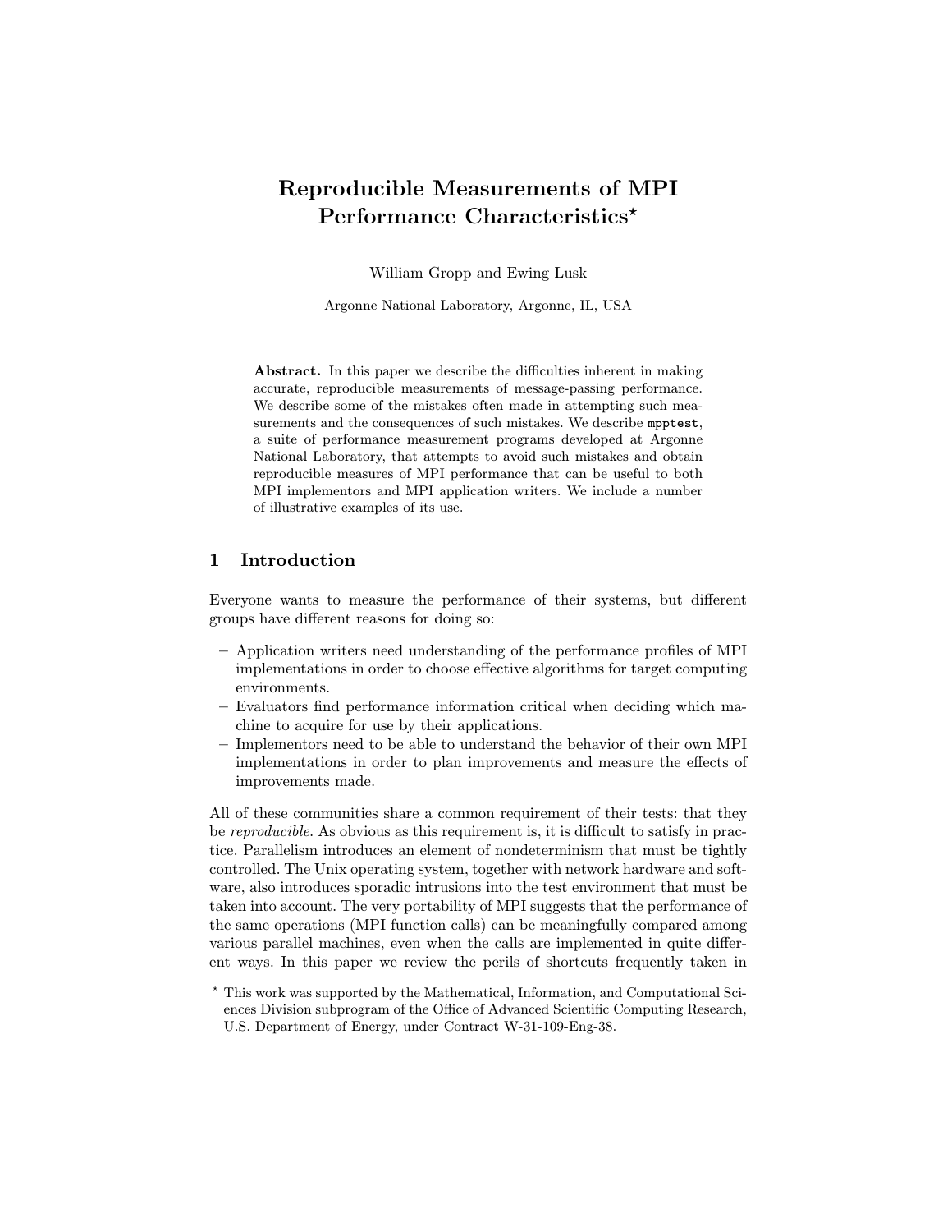# Reproducible Measurements of MPI Performance Characteristics*

William Gropp and Ewing Lusk

Argonne National Laboratory, Argonne, IL, USA

**Abstract.** In this paper we describe the difficulties inherent in making accurate, reproducible measurements of message-passing performance. We describe some of the mistakes often made in attempting such measurements and the consequences of such mistakes. We describe `mpptest`, a suite of performance measurement programs developed at Argonne National Laboratory, that attempts to avoid such mistakes and obtain reproducible measures of MPI performance that can be useful to both MPI implementors and MPI application writers. We include a number of illustrative examples of its use.

## 1 Introduction

Everyone wants to measure the performance of their systems, but different groups have different reasons for doing so:

- Application writers need understanding of the performance profiles of MPI implementations in order to choose effective algorithms for target computing environments.
- Evaluators find performance information critical when deciding which machine to acquire for use by their applications.
- Implementors need to be able to understand the behavior of their own MPI implementations in order to plan improvements and measure the effects of improvements made.

All of these communities share a common requirement of their tests: that they be *reproducible*. As obvious as this requirement is, it is difficult to satisfy in practice. Parallelism introduces an element of nondeterminism that must be tightly controlled. The Unix operating system, together with network hardware and software, also introduces sporadic intrusions into the test environment that must be taken into account. The very portability of MPI suggests that the performance of the same operations (MPI function calls) can be meaningfully compared among various parallel machines, even when the calls are implemented in quite different ways. In this paper we review the perils of shortcuts frequently taken in

* This work was supported by the Mathematical, Information, and Computational Sciences Division subprogram of the Office of Advanced Scientific Computing Research, U.S. Department of Energy, under Contract W-31-109-Eng-38.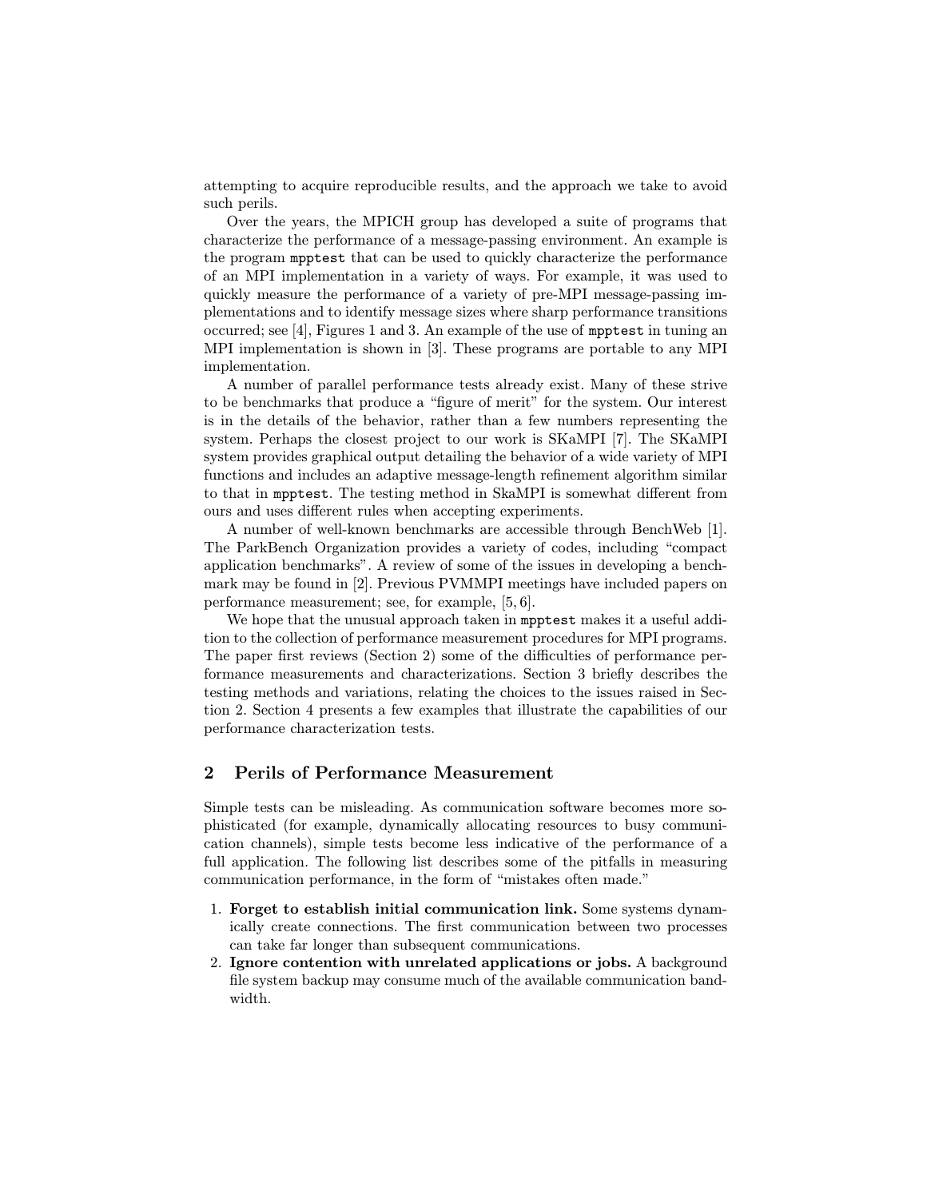attempting to acquire reproducible results, and the approach we take to avoid such perils.

Over the years, the MPICH group has developed a suite of programs that characterize the performance of a message-passing environment. An example is the program `mpptest` that can be used to quickly characterize the performance of an MPI implementation in a variety of ways. For example, it was used to quickly measure the performance of a variety of pre-MPI message-passing implementations and to identify message sizes where sharp performance transitions occurred; see [4], Figures 1 and 3. An example of the use of `mpptest` in tuning an MPI implementation is shown in [3]. These programs are portable to any MPI implementation.

A number of parallel performance tests already exist. Many of these strive to be benchmarks that produce a "figure of merit" for the system. Our interest is in the details of the behavior, rather than a few numbers representing the system. Perhaps the closest project to our work is SKaMPI [7]. The SKaMPI system provides graphical output detailing the behavior of a wide variety of MPI functions and includes an adaptive message-length refinement algorithm similar to that in `mpptest`. The testing method in SkaMPI is somewhat different from ours and uses different rules when accepting experiments.

A number of well-known benchmarks are accessible through BenchWeb [1]. The ParkBench Organization provides a variety of codes, including "compact application benchmarks". A review of some of the issues in developing a benchmark may be found in [2]. Previous PVMMPI meetings have included papers on performance measurement; see, for example, [5, 6].

We hope that the unusual approach taken in `mpptest` makes it a useful addition to the collection of performance measurement procedures for MPI programs. The paper first reviews (Section 2) some of the difficulties of performance performance measurements and characterizations. Section 3 briefly describes the testing methods and variations, relating the choices to the issues raised in Section 2. Section 4 presents a few examples that illustrate the capabilities of our performance characterization tests.

## 2 Perils of Performance Measurement

Simple tests can be misleading. As communication software becomes more sophisticated (for example, dynamically allocating resources to busy communication channels), simple tests become less indicative of the performance of a full application. The following list describes some of the pitfalls in measuring communication performance, in the form of "mistakes often made."

1. **Forget to establish initial communication link.** Some systems dynamically create connections. The first communication between two processes can take far longer than subsequent communications.
2. **Ignore contention with unrelated applications or jobs.** A background file system backup may consume much of the available communication bandwidth.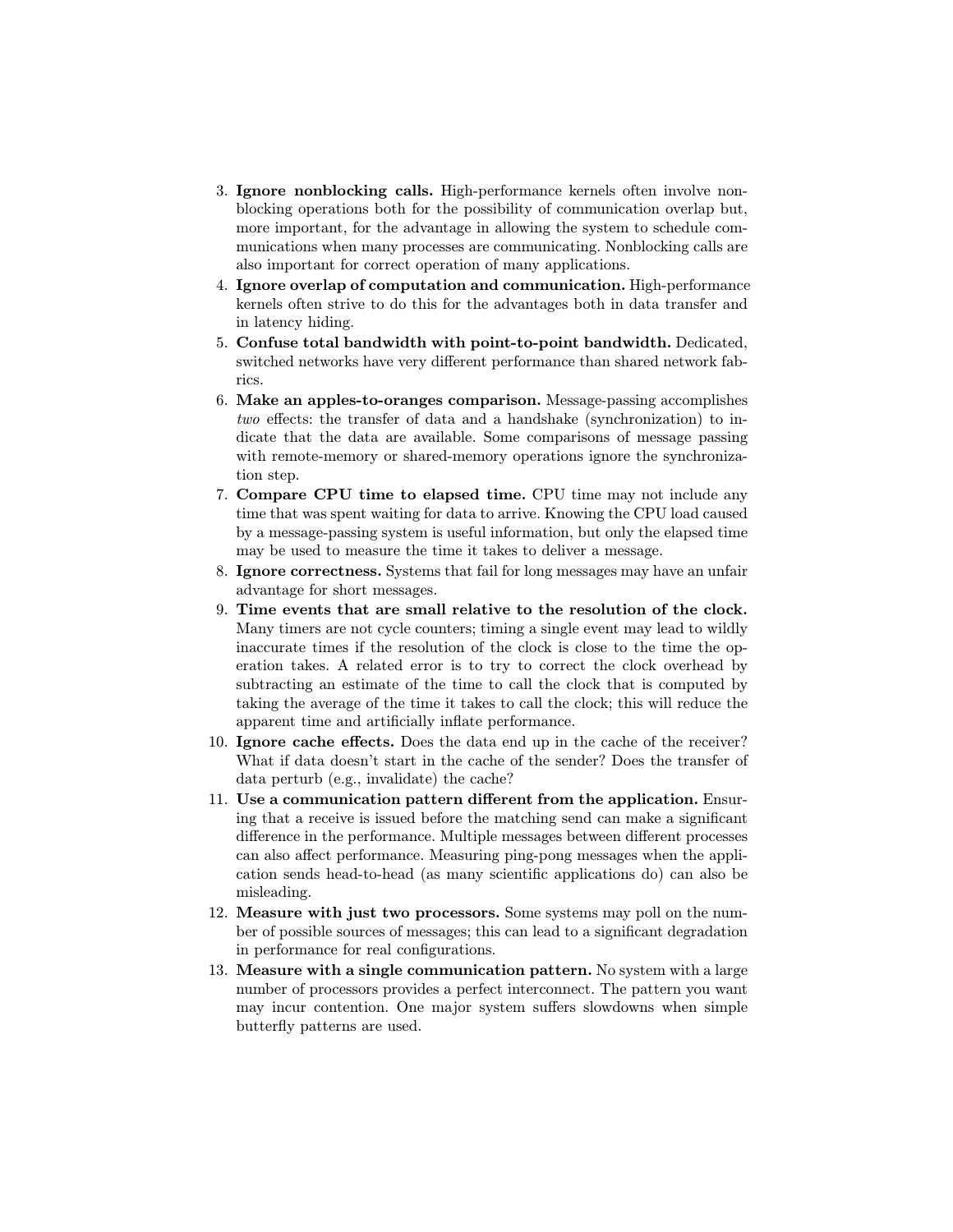3. **Ignore nonblocking calls.** High-performance kernels often involve nonblocking operations both for the possibility of communication overlap but, more important, for the advantage in allowing the system to schedule communications when many processes are communicating. Nonblocking calls are also important for correct operation of many applications.
4. **Ignore overlap of computation and communication.** High-performance kernels often strive to do this for the advantages both in data transfer and in latency hiding.
5. **Confuse total bandwidth with point-to-point bandwidth.** Dedicated, switched networks have very different performance than shared network fabrics.
6. **Make an apples-to-oranges comparison.** Message-passing accomplishes *two* effects: the transfer of data and a handshake (synchronization) to indicate that the data are available. Some comparisons of message passing with remote-memory or shared-memory operations ignore the synchronization step.
7. **Compare CPU time to elapsed time.** CPU time may not include any time that was spent waiting for data to arrive. Knowing the CPU load caused by a message-passing system is useful information, but only the elapsed time may be used to measure the time it takes to deliver a message.
8. **Ignore correctness.** Systems that fail for long messages may have an unfair advantage for short messages.
9. **Time events that are small relative to the resolution of the clock.** Many timers are not cycle counters; timing a single event may lead to wildly inaccurate times if the resolution of the clock is close to the time the operation takes. A related error is to try to correct the clock overhead by subtracting an estimate of the time to call the clock that is computed by taking the average of the time it takes to call the clock; this will reduce the apparent time and artificially inflate performance.
10. **Ignore cache effects.** Does the data end up in the cache of the receiver? What if data doesn't start in the cache of the sender? Does the transfer of data perturb (e.g., invalidate) the cache?
11. **Use a communication pattern different from the application.** Ensuring that a receive is issued before the matching send can make a significant difference in the performance. Multiple messages between different processes can also affect performance. Measuring ping-pong messages when the application sends head-to-head (as many scientific applications do) can also be misleading.
12. **Measure with just two processors.** Some systems may poll on the number of possible sources of messages; this can lead to a significant degradation in performance for real configurations.
13. **Measure with a single communication pattern.** No system with a large number of processors provides a perfect interconnect. The pattern you want may incur contention. One major system suffers slowdowns when simple butterfly patterns are used.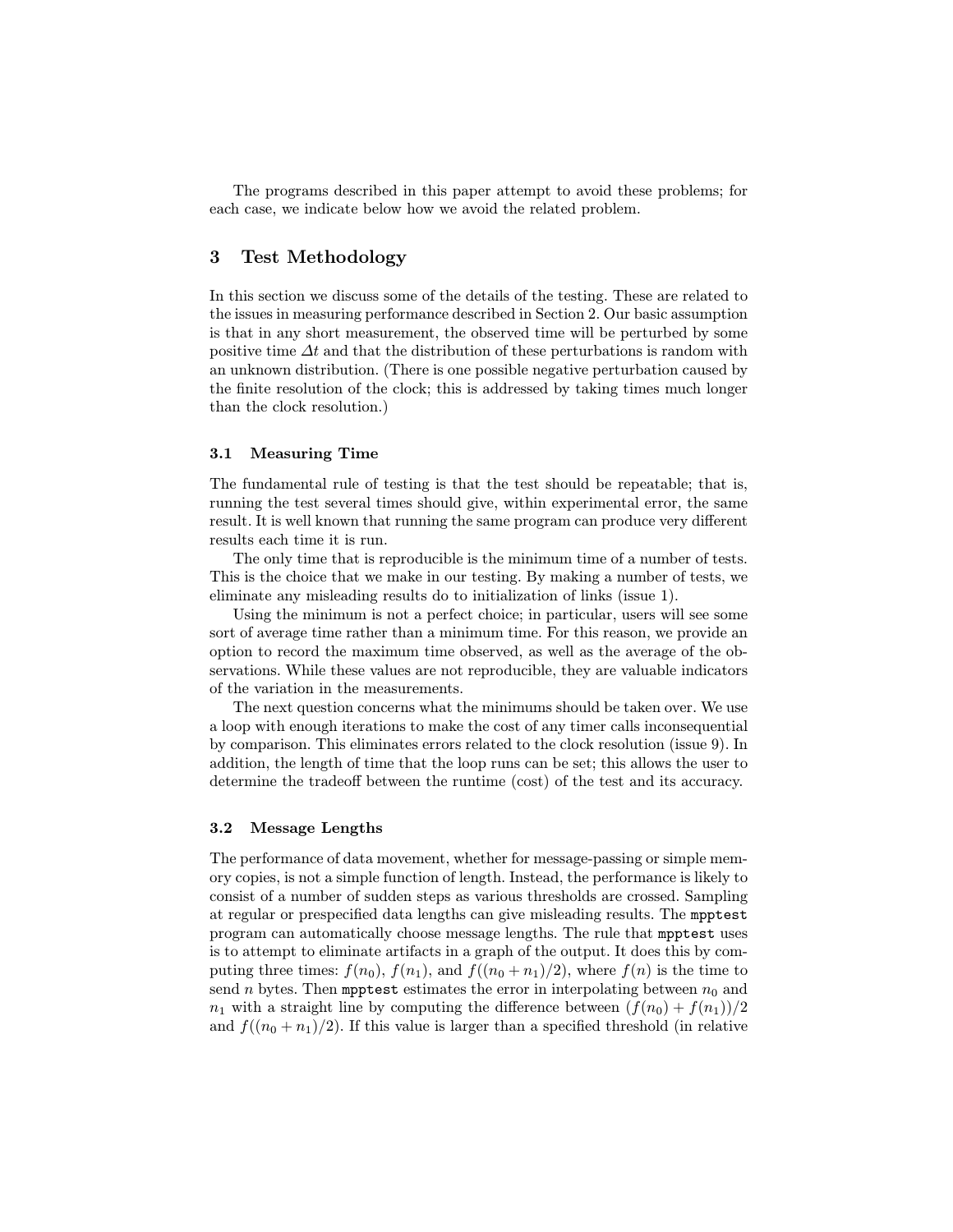The programs described in this paper attempt to avoid these problems; for each case, we indicate below how we avoid the related problem.

## 3 Test Methodology

In this section we discuss some of the details of the testing. These are related to the issues in measuring performance described in Section 2. Our basic assumption is that in any short measurement, the observed time will be perturbed by some positive time $\Delta t$ and that the distribution of these perturbations is random with an unknown distribution. (There is one possible negative perturbation caused by the finite resolution of the clock; this is addressed by taking times much longer than the clock resolution.)

### 3.1 Measuring Time

The fundamental rule of testing is that the test should be repeatable; that is, running the test several times should give, within experimental error, the same result. It is well known that running the same program can produce very different results each time it is run.

The only time that is reproducible is the minimum time of a number of tests. This is the choice that we make in our testing. By making a number of tests, we eliminate any misleading results do to initialization of links (issue 1).

Using the minimum is not a perfect choice; in particular, users will see some sort of average time rather than a minimum time. For this reason, we provide an option to record the maximum time observed, as well as the average of the observations. While these values are not reproducible, they are valuable indicators of the variation in the measurements.

The next question concerns what the minimums should be taken over. We use a loop with enough iterations to make the cost of any timer calls inconsequential by comparison. This eliminates errors related to the clock resolution (issue 9). In addition, the length of time that the loop runs can be set; this allows the user to determine the tradeoff between the runtime (cost) of the test and its accuracy.

### 3.2 Message Lengths

The performance of data movement, whether for message-passing or simple memory copies, is not a simple function of length. Instead, the performance is likely to consist of a number of sudden steps as various thresholds are crossed. Sampling at regular or prespecified data lengths can give misleading results. The `mpptest` program can automatically choose message lengths. The rule that `mpptest` uses is to attempt to eliminate artifacts in a graph of the output. It does this by computing three times: $f(n_0)$, $f(n_1)$, and $f((n_0 + n_1)/2)$, where $f(n)$ is the time to send $n$ bytes. Then `mpptest` estimates the error in interpolating between $n_0$ and $n_1$ with a straight line by computing the difference between $(f(n_0) + f(n_1))/2$ and $f((n_0 + n_1)/2)$. If this value is larger than a specified threshold (in relative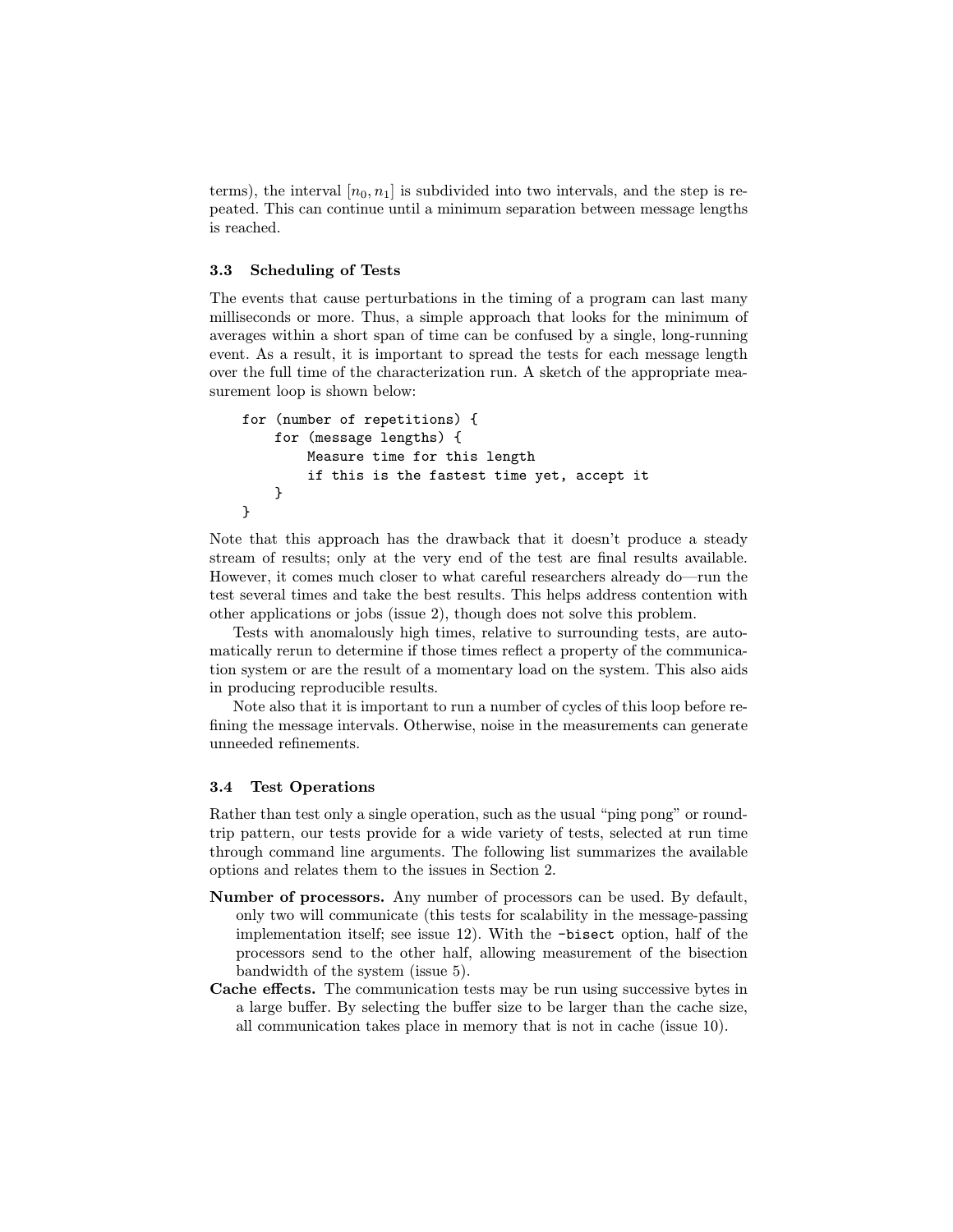terms), the interval $[n_0, n_1]$ is subdivided into two intervals, and the step is repeated. This can continue until a minimum separation between message lengths is reached.

### 3.3 Scheduling of Tests

The events that cause perturbations in the timing of a program can last many milliseconds or more. Thus, a simple approach that looks for the minimum of averages within a short span of time can be confused by a single, long-running event. As a result, it is important to spread the tests for each message length over the full time of the characterization run. A sketch of the appropriate measurement loop is shown below:

```
for (number of repetitions) {
    for (message lengths) {
        Measure time for this length
        if this is the fastest time yet, accept it
    }
}
```

Note that this approach has the drawback that it doesn't produce a steady stream of results; only at the very end of the test are final results available. However, it comes much closer to what careful researchers already do—run the test several times and take the best results. This helps address contention with other applications or jobs (issue 2), though does not solve this problem.

Tests with anomalously high times, relative to surrounding tests, are automatically rerun to determine if those times reflect a property of the communication system or are the result of a momentary load on the system. This also aids in producing reproducible results.

Note also that it is important to run a number of cycles of this loop before refining the message intervals. Otherwise, noise in the measurements can generate unneeded refinements.

### 3.4 Test Operations

Rather than test only a single operation, such as the usual "ping pong" or roundtrip pattern, our tests provide for a wide variety of tests, selected at run time through command line arguments. The following list summarizes the available options and relates them to the issues in Section 2.

**Number of processors.** Any number of processors can be used. By default, only two will communicate (this tests for scalability in the message-passing implementation itself; see issue 12). With the `-bisect` option, half of the processors send to the other half, allowing measurement of the bisection bandwidth of the system (issue 5).

**Cache effects.** The communication tests may be run using successive bytes in a large buffer. By selecting the buffer size to be larger than the cache size, all communication takes place in memory that is not in cache (issue 10).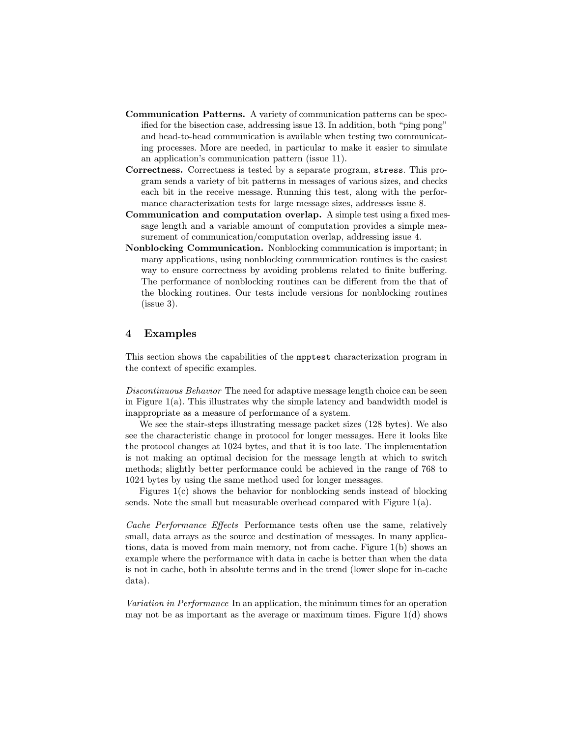**Communication Patterns.** A variety of communication patterns can be specified for the bisection case, addressing issue 13. In addition, both "ping pong" and head-to-head communication is available when testing two communicating processes. More are needed, in particular to make it easier to simulate an application's communication pattern (issue 11).

**Correctness.** Correctness is tested by a separate program, `stress`. This program sends a variety of bit patterns in messages of various sizes, and checks each bit in the receive message. Running this test, along with the performance characterization tests for large message sizes, addresses issue 8.

**Communication and computation overlap.** A simple test using a fixed message length and a variable amount of computation provides a simple measurement of communication/computation overlap, addressing issue 4.

**Nonblocking Communication.** Nonblocking communication is important; in many applications, using nonblocking communication routines is the easiest way to ensure correctness by avoiding problems related to finite buffering. The performance of nonblocking routines can be different from the that of the blocking routines. Our tests include versions for nonblocking routines (issue 3).

## 4 Examples

This section shows the capabilities of the `mpptest` characterization program in the context of specific examples.

*Discontinuous Behavior* The need for adaptive message length choice can be seen in Figure 1(a). This illustrates why the simple latency and bandwidth model is inappropriate as a measure of performance of a system.

We see the stair-steps illustrating message packet sizes (128 bytes). We also see the characteristic change in protocol for longer messages. Here it looks like the protocol changes at 1024 bytes, and that it is too late. The implementation is not making an optimal decision for the message length at which to switch methods; slightly better performance could be achieved in the range of 768 to 1024 bytes by using the same method used for longer messages.

Figures 1(c) shows the behavior for nonblocking sends instead of blocking sends. Note the small but measurable overhead compared with Figure 1(a).

*Cache Performance Effects* Performance tests often use the same, relatively small, data arrays as the source and destination of messages. In many applications, data is moved from main memory, not from cache. Figure 1(b) shows an example where the performance with data in cache is better than when the data is not in cache, both in absolute terms and in the trend (lower slope for in-cache data).

*Variation in Performance* In an application, the minimum times for an operation may not be as important as the average or maximum times. Figure 1(d) shows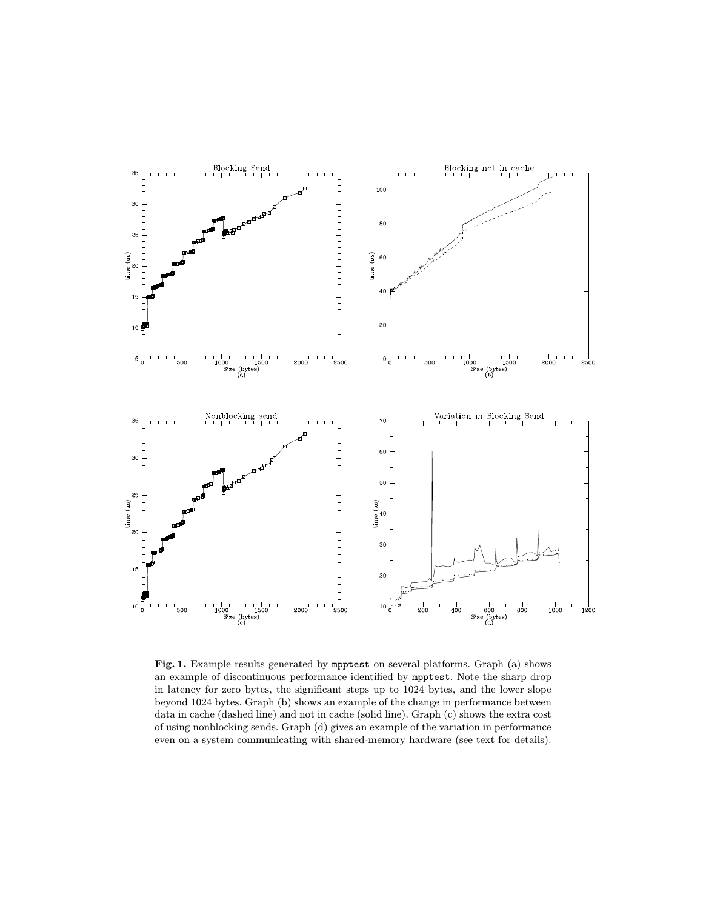**Fig. 1.** Example results generated by `mpptest` on several platforms. Graph (a) shows an example of discontinuous performance identified by `mpptest`. Note the sharp drop in latency for zero bytes, the significant steps up to 1024 bytes, and the lower slope beyond 1024 bytes. Graph (b) shows an example of the change in performance between data in cache (dashed line) and not in cache (solid line). Graph (c) shows the extra cost of using nonblocking sends. Graph (d) gives an example of the variation in performance even on a system communicating with shared-memory hardware (see text for details).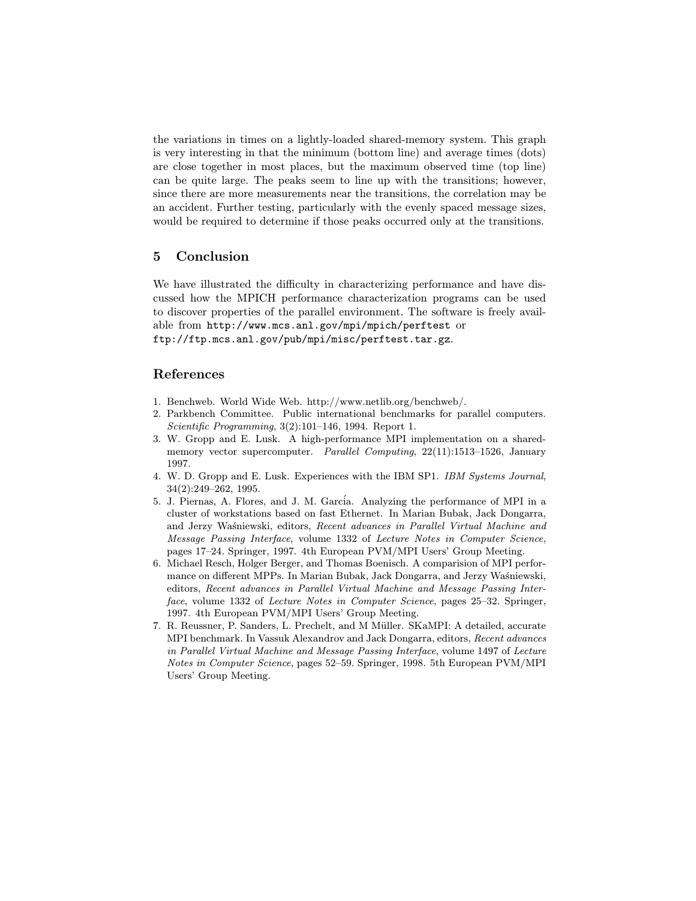the variations in times on a lightly-loaded shared-memory system. This graph is very interesting in that the minimum (bottom line) and average times (dots) are close together in most places, but the maximum observed time (top line) can be quite large. The peaks seem to line up with the transitions; however, since there are more measurements near the transitions, the correlation may be an accident. Further testing, particularly with the evenly spaced message sizes, would be required to determine if those peaks occurred only at the transitions.

## 5 Conclusion

We have illustrated the difficulty in characterizing performance and have discussed how the MPICH performance characterization programs can be used to discover properties of the parallel environment. The software is freely available from `http://www.mcs.anl.gov/mpi/mpich/perftest` or `ftp://ftp.mcs.anl.gov/pub/mpi/misc/perftest.tar.gz`.

## References

1. Benchweb. World Wide Web. http://www.netlib.org/benchweb/.
2. Parkbench Committee. Public international benchmarks for parallel computers. *Scientific Programming*, 3(2):101–146, 1994. Report 1.
3. W. Gropp and E. Lusk. A high-performance MPI implementation on a shared-memory vector supercomputer. *Parallel Computing*, 22(11):1513–1526, January 1997.
4. W. D. Gropp and E. Lusk. Experiences with the IBM SP1. *IBM Systems Journal*, 34(2):249–262, 1995.
5. J. Piernas, A. Flores, and J. M. García. Analyzing the performance of MPI in a cluster of workstations based on fast Ethernet. In Marian Bubak, Jack Dongarra, and Jerzy Waśniewski, editors, *Recent advances in Parallel Virtual Machine and Message Passing Interface*, volume 1332 of *Lecture Notes in Computer Science*, pages 17–24. Springer, 1997. 4th European PVM/MPI Users' Group Meeting.
6. Michael Resch, Holger Berger, and Thomas Boenisch. A comparision of MPI performance on different MPPs. In Marian Bubak, Jack Dongarra, and Jerzy Waśniewski, editors, *Recent advances in Parallel Virtual Machine and Message Passing Interface*, volume 1332 of *Lecture Notes in Computer Science*, pages 25–32. Springer, 1997. 4th European PVM/MPI Users' Group Meeting.
7. R. Reussner, P. Sanders, L. Prechelt, and M Müller. SKaMPI: A detailed, accurate MPI benchmark. In Vassuk Alexandrov and Jack Dongarra, editors, *Recent advances in Parallel Virtual Machine and Message Passing Interface*, volume 1497 of *Lecture Notes in Computer Science*, pages 52–59. Springer, 1998. 5th European PVM/MPI Users' Group Meeting.